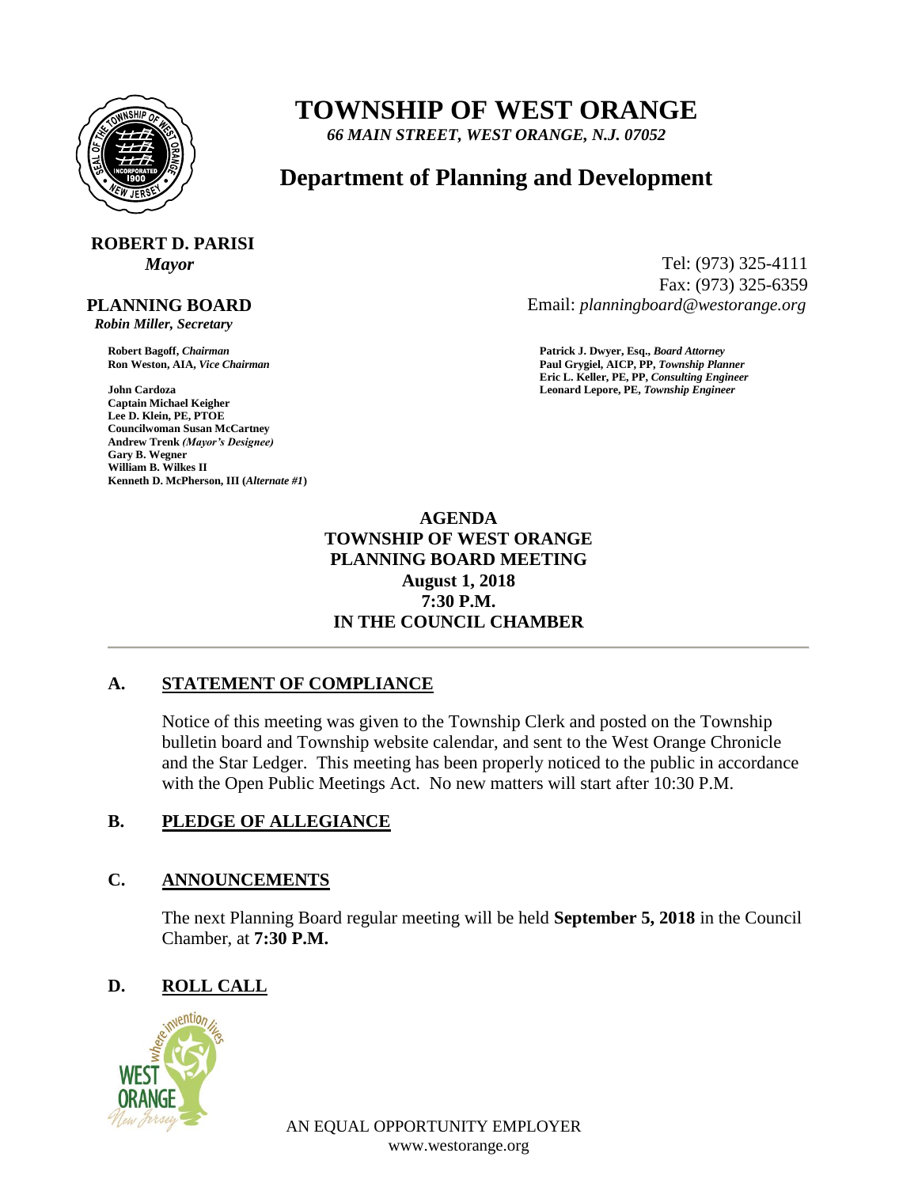# TOWNSHIP OF WEST ORANGE

*66 MAIN STREET, WEST ORANGE, N.J. 07052*

## Department of Planning and Development

**ROBERT D. PARISI**
*Mayor*

Tel: (973) 325-4111
Fax: (973) 325-6359
Email: *planningboard@westorange.org*

**PLANNING BOARD**
*Robin Miller, Secretary*

**Robert Bagoff,** *Chairman*
**Ron Weston, AIA,** *Vice Chairman*

**John Cardoza**
**Captain Michael Keigher**
**Lee D. Klein, PE, PTOE**
**Councilwoman Susan McCartney**
**Andrew Trenk** *(Mayor's Designee)*
**Gary B. Wegner**
**William B. Wilkes II**
**Kenneth D. McPherson, III (***Alternate #1***)**

**Patrick J. Dwyer, Esq.,** *Board Attorney*
**Paul Grygiel, AICP, PP,** *Township Planner*
**Eric L. Keller, PE, PP,** *Consulting Engineer*
**Leonard Lepore, PE,** *Township Engineer*

**AGENDA**
**TOWNSHIP OF WEST ORANGE**
**PLANNING BOARD MEETING**
**August 1, 2018**
**7:30 P.M.**
**IN THE COUNCIL CHAMBER**

---

## A. STATEMENT OF COMPLIANCE

Notice of this meeting was given to the Township Clerk and posted on the Township bulletin board and Township website calendar, and sent to the West Orange Chronicle and the Star Ledger. This meeting has been properly noticed to the public in accordance with the Open Public Meetings Act. No new matters will start after 10:30 P.M.

## B. PLEDGE OF ALLEGIANCE

## C. ANNOUNCEMENTS

The next Planning Board regular meeting will be held **September 5, 2018** in the Council Chamber, at **7:30 P.M.**

## D. ROLL CALL

AN EQUAL OPPORTUNITY EMPLOYER
www.westorange.org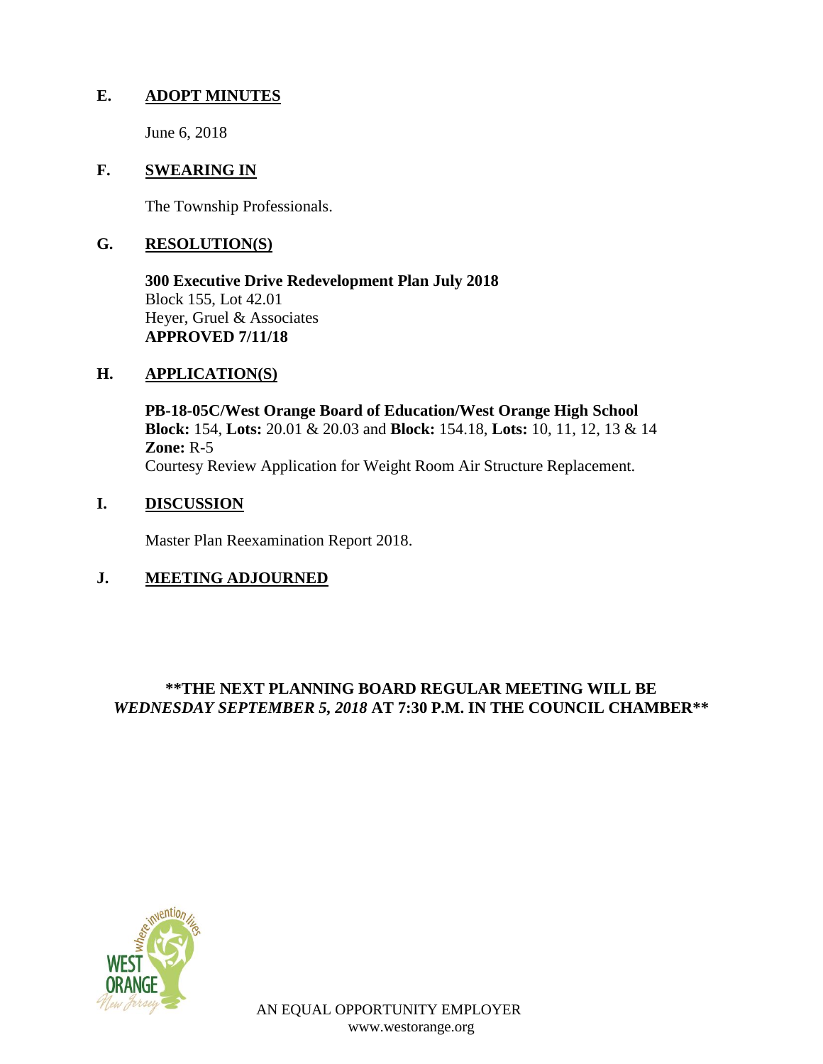**E. ADOPT MINUTES**

June 6, 2018

**F. SWEARING IN**

The Township Professionals.

**G. RESOLUTION(S)**

**300 Executive Drive Redevelopment Plan July 2018**
Block 155, Lot 42.01
Heyer, Gruel & Associates
**APPROVED 7/11/18**

**H. APPLICATION(S)**

**PB-18-05C/West Orange Board of Education/West Orange High School**
**Block:** 154, **Lots:** 20.01 & 20.03 and **Block:** 154.18, **Lots:** 10, 11, 12, 13 & 14
**Zone:** R-5
Courtesy Review Application for Weight Room Air Structure Replacement.

**I. DISCUSSION**

Master Plan Reexamination Report 2018.

**J. MEETING ADJOURNED**

**\*\*THE NEXT PLANNING BOARD REGULAR MEETING WILL BE *WEDNESDAY SEPTEMBER 5, 2018* AT 7:30 P.M. IN THE COUNCIL CHAMBER\*\***

AN EQUAL OPPORTUNITY EMPLOYER
www.westorange.org